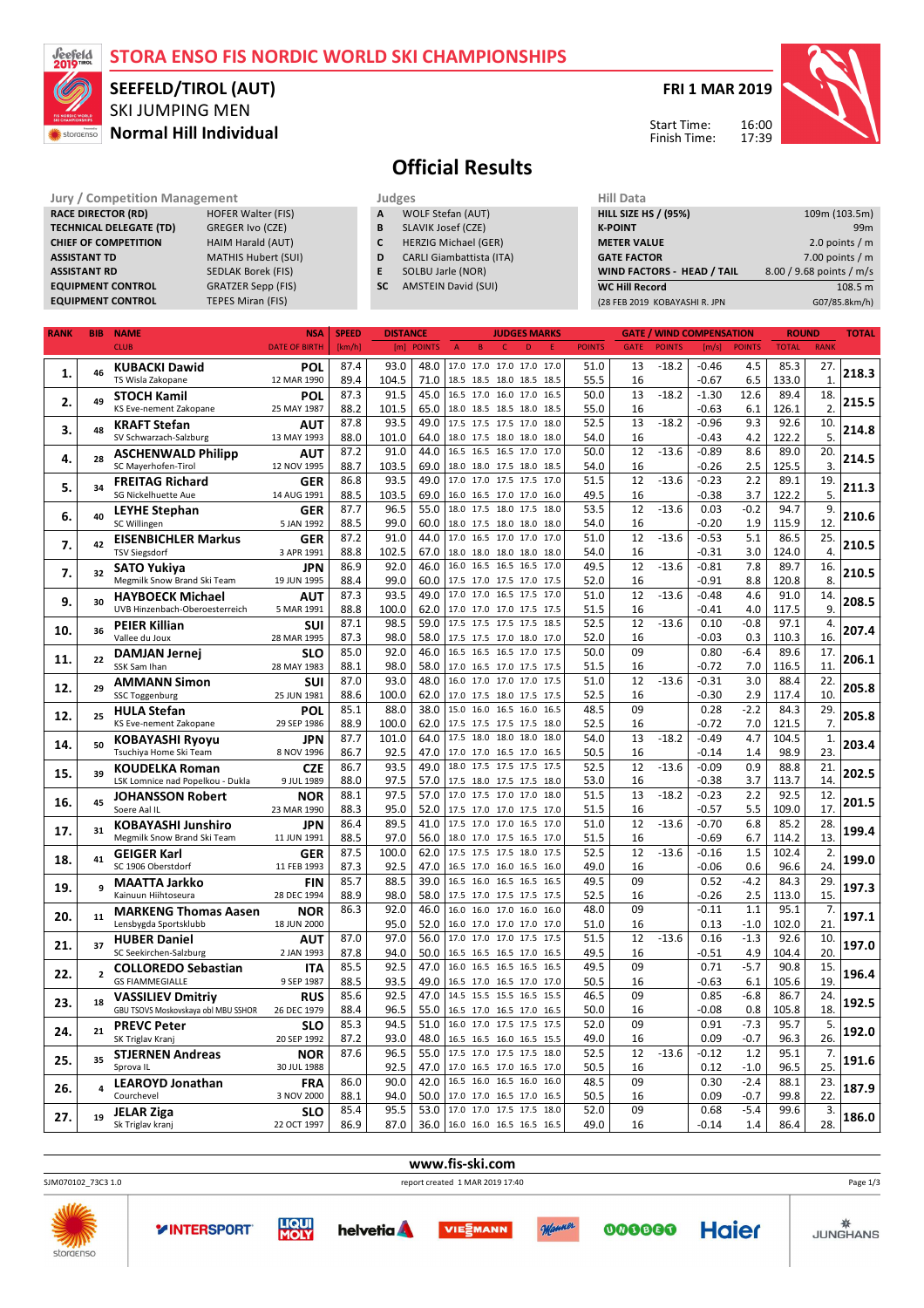# STORA ENSO FIS NORDIC WORLD SKI CHAMPIONSHIPS

## SEEFELD/TIROL (AUT)

SKI JUMPING MEN

**Normal Hill Individual**

FRI 1 MAR 2019

Start Time: 16:00
Finish Time: 17:39

# Official Results

| Jury / Competition Management | |
|---|---|
| RACE DIRECTOR (RD) | HOFER Walter (FIS) |
| TECHNICAL DELEGATE (TD) | GREGER Ivo (CZE) |
| CHIEF OF COMPETITION | HAIM Harald (AUT) |
| ASSISTANT TD | MATHIS Hubert (SUI) |
| ASSISTANT RD | SEDLAK Borek (FIS) |
| EQUIPMENT CONTROL | GRATZER Sepp (FIS) |
| EQUIPMENT CONTROL | TEPES Miran (FIS) |

| Judges | |
|---|---|
| A | WOLF Stefan (AUT) |
| B | SLAVIK Josef (CZE) |
| C | HERZIG Michael (GER) |
| D | CARLI Giambattista (ITA) |
| E | SOLBU Jarle (NOR) |
| SC | AMSTEIN David (SUI) |

| Hill Data | |
|---|---|
| HILL SIZE HS / (95%) | 109m (103.5m) |
| K-POINT | 99m |
| METER VALUE | 2.0 points / m |
| GATE FACTOR | 7.00 points / m |
| WIND FACTORS - HEAD / TAIL | 8.00 / 9.68 points / m/s |
| WC Hill Record | 108.5 m |
| (28 FEB 2019 KOBAYASHI R. JPN | G07/85.8km/h) |

| RANK | BIB | NAME / CLUB | NSA / DATE OF BIRTH | SPEED [km/h] | DISTANCE [m] | DISTANCE POINTS | A | B | C | D | E | JUDGES POINTS | GATE | GATE POINTS | WIND [m/s] | WIND POINTS | ROUND TOTAL | ROUND RANK | TOTAL |
|---|---|---|---|---|---|---|---|---|---|---|---|---|---|---|---|---|---|---|---|
| 1. | 46 | KUBACKI Dawid | POL | 87.4 | 93.0 | 48.0 | 17.0 | 17.0 | 17.0 | 17.0 | 17.0 | 51.0 | 13 | -18.2 | -0.46 | 4.5 | 85.3 | 27. | 218.3 |
| | | TS Wisla Zakopane | 12 MAR 1990 | 89.4 | 104.5 | 71.0 | 18.5 | 18.5 | 18.0 | 18.5 | 18.5 | 55.5 | 16 | | -0.67 | 6.5 | 133.0 | 1. | |
| 2. | 49 | STOCH Kamil | POL | 87.3 | 91.5 | 45.0 | 16.5 | 17.0 | 16.0 | 17.0 | 16.5 | 50.0 | 13 | -18.2 | -1.30 | 12.6 | 89.4 | 18. | 215.5 |
| | | KS Eve-nement Zakopane | 25 MAY 1987 | 88.2 | 101.5 | 65.0 | 18.0 | 18.5 | 18.5 | 18.0 | 18.5 | 55.0 | 16 | | -0.63 | 6.1 | 126.1 | 2. | |
| 3. | 48 | KRAFT Stefan | AUT | 87.8 | 93.5 | 49.0 | 17.5 | 17.5 | 17.5 | 17.0 | 18.0 | 52.5 | 13 | -18.2 | -0.96 | 9.3 | 92.6 | 10. | 214.8 |
| | | SV Schwarzach-Salzburg | 13 MAY 1993 | 88.0 | 101.0 | 64.0 | 18.0 | 17.5 | 18.0 | 18.0 | 18.0 | 54.0 | 16 | | -0.43 | 4.2 | 122.2 | 5. | |
| 4. | 28 | ASCHENWALD Philipp | AUT | 87.2 | 91.0 | 44.0 | 16.5 | 16.5 | 16.5 | 17.0 | 17.0 | 50.0 | 12 | -13.6 | -0.89 | 8.6 | 89.0 | 20. | 214.5 |
| | | SC Mayerhofen-Tirol | 12 NOV 1995 | 88.7 | 103.5 | 69.0 | 18.0 | 18.0 | 17.5 | 18.0 | 18.5 | 54.0 | 16 | | -0.26 | 2.5 | 125.5 | 3. | |
| 5. | 34 | FREITAG Richard | GER | 86.8 | 93.5 | 49.0 | 17.0 | 17.0 | 17.5 | 17.5 | 17.0 | 51.5 | 12 | -13.6 | -0.23 | 2.2 | 89.1 | 19. | 211.3 |
| | | SG Nickelhuette Aue | 14 AUG 1991 | 88.5 | 103.5 | 69.0 | 16.0 | 16.5 | 17.0 | 17.0 | 16.0 | 49.5 | 16 | | -0.38 | 3.7 | 122.2 | 5. | |
| 6. | 40 | LEYHE Stephan | GER | 87.7 | 96.5 | 55.0 | 18.0 | 17.5 | 18.0 | 17.5 | 18.0 | 53.5 | 12 | -13.6 | 0.03 | -0.2 | 94.7 | 9. | 210.6 |
| | | SC Willingen | 5 JAN 1992 | 88.5 | 99.0 | 60.0 | 18.0 | 17.5 | 18.0 | 18.0 | 18.0 | 54.0 | 16 | | -0.20 | 1.9 | 115.9 | 12. | |
| 7. | 42 | EISENBICHLER Markus | GER | 87.2 | 91.0 | 44.0 | 17.0 | 16.5 | 17.0 | 17.0 | 17.0 | 51.0 | 12 | -13.6 | -0.53 | 5.1 | 86.5 | 25. | 210.5 |
| | | TSV Siegsdorf | 3 APR 1991 | 88.8 | 102.5 | 67.0 | 18.0 | 18.0 | 18.0 | 18.0 | 18.0 | 54.0 | 16 | | -0.31 | 3.0 | 124.0 | 4. | |
| 7. | 32 | SATO Yukiya | JPN | 86.9 | 92.0 | 46.0 | 16.0 | 16.5 | 16.5 | 16.5 | 17.0 | 49.5 | 12 | -13.6 | -0.81 | 7.8 | 89.7 | 16. | 210.5 |
| | | Megmilk Snow Brand Ski Team | 19 JUN 1995 | 88.4 | 99.0 | 60.0 | 17.5 | 17.0 | 17.5 | 17.0 | 17.5 | 52.0 | 16 | | -0.91 | 8.8 | 120.8 | 8. | |
| 9. | 30 | HAYBOECK Michael | AUT | 87.3 | 93.5 | 49.0 | 17.0 | 17.0 | 16.5 | 17.5 | 17.0 | 51.0 | 12 | -13.6 | -0.48 | 4.6 | 91.0 | 14. | 208.5 |
| | | UVB Hinzenbach-Oberoesterreich | 5 MAR 1991 | 88.8 | 100.0 | 62.0 | 17.0 | 17.0 | 17.0 | 17.5 | 17.5 | 51.5 | 16 | | -0.41 | 4.0 | 117.5 | 9. | |
| 10. | 36 | PEIER Killian | SUI | 87.1 | 98.5 | 59.0 | 17.5 | 17.5 | 17.5 | 17.5 | 18.5 | 52.5 | 12 | -13.6 | 0.10 | -0.8 | 97.1 | 4. | 207.4 |
| | | Vallee du Joux | 28 MAR 1995 | 87.3 | 98.0 | 58.0 | 17.5 | 17.5 | 17.0 | 18.0 | 17.0 | 52.0 | 16 | | -0.03 | 0.3 | 110.3 | 16. | |
| 11. | 22 | DAMJAN Jernej | SLO | 85.0 | 92.0 | 46.0 | 16.5 | 16.5 | 16.5 | 17.0 | 17.5 | 50.0 | 09 | | 0.80 | -6.4 | 89.6 | 17. | 206.1 |
| | | SSK Sam Ihan | 28 MAY 1983 | 88.1 | 98.0 | 58.0 | 17.0 | 16.5 | 17.0 | 17.5 | 17.5 | 51.5 | 16 | | -0.72 | 7.0 | 116.5 | 11. | |
| 12. | 29 | AMMANN Simon | SUI | 87.0 | 93.0 | 48.0 | 16.0 | 17.0 | 17.0 | 17.0 | 17.5 | 51.0 | 12 | -13.6 | -0.31 | 3.0 | 88.4 | 22. | 205.8 |
| | | SSC Toggenburg | 25 JUN 1981 | 88.6 | 100.0 | 62.0 | 17.0 | 17.5 | 18.0 | 17.5 | 17.5 | 52.5 | 16 | | -0.30 | 2.9 | 117.4 | 10. | |
| 12. | 25 | HULA Stefan | POL | 85.1 | 88.0 | 38.0 | 15.0 | 16.0 | 16.5 | 16.0 | 16.5 | 48.5 | 09 | | 0.28 | -2.2 | 84.3 | 29. | 205.8 |
| | | KS Eve-nement Zakopane | 29 SEP 1986 | 88.9 | 100.0 | 62.0 | 17.5 | 17.5 | 17.5 | 17.5 | 18.0 | 52.5 | 16 | | -0.72 | 7.0 | 121.5 | 7. | |
| 14. | 50 | KOBAYASHI Ryoyu | JPN | 87.7 | 101.0 | 64.0 | 17.5 | 18.0 | 18.0 | 18.0 | 18.0 | 54.0 | 13 | -18.2 | -0.49 | 4.7 | 104.5 | 1. | 203.4 |
| | | Tsuchiya Home Ski Team | 8 NOV 1996 | 86.7 | 92.5 | 47.0 | 17.0 | 17.0 | 16.5 | 17.0 | 16.5 | 50.5 | 16 | | -0.14 | 1.4 | 98.9 | 23. | |
| 15. | 39 | KOUDELKA Roman | CZE | 86.7 | 93.5 | 49.0 | 18.0 | 17.5 | 17.5 | 17.5 | 17.5 | 52.5 | 12 | -13.6 | -0.09 | 0.9 | 88.8 | 21. | 202.5 |
| | | LSK Lomnice nad Popelkou - Dukla | 9 JUL 1989 | 88.0 | 97.5 | 57.0 | 17.5 | 18.0 | 17.5 | 17.5 | 18.0 | 53.0 | 16 | | -0.38 | 3.7 | 113.7 | 14. | |
| 16. | 45 | JOHANSSON Robert | NOR | 88.1 | 97.5 | 57.0 | 17.0 | 17.5 | 17.0 | 17.0 | 18.0 | 51.5 | 13 | -18.2 | -0.23 | 2.2 | 92.5 | 12. | 201.5 |
| | | Soere Aal IL | 23 MAR 1990 | 88.3 | 95.0 | 52.0 | 17.5 | 17.0 | 17.0 | 17.5 | 17.0 | 51.5 | 16 | | -0.57 | 5.5 | 109.0 | 17. | |
| 17. | 31 | KOBAYASHI Junshiro | JPN | 86.4 | 89.5 | 41.0 | 17.5 | 17.0 | 17.0 | 16.5 | 17.0 | 51.0 | 12 | -13.6 | -0.70 | 6.8 | 85.2 | 28. | 199.4 |
| | | Megmilk Snow Brand Ski Team | 11 JUN 1991 | 88.5 | 97.0 | 56.0 | 18.0 | 17.0 | 17.0 | 16.5 | 17.0 | 51.5 | 16 | | -0.69 | 6.7 | 114.2 | 13. | |
| 18. | 41 | GEIGER Karl | GER | 87.5 | 100.0 | 62.0 | 17.5 | 17.5 | 17.5 | 18.0 | 17.5 | 52.5 | 12 | -13.6 | -0.16 | 1.5 | 102.4 | 2. | 199.0 |
| | | SC 1906 Oberstdorf | 11 FEB 1993 | 87.3 | 92.5 | 47.0 | 16.5 | 17.0 | 16.0 | 16.5 | 16.0 | 49.0 | 16 | | -0.06 | 0.6 | 96.6 | 24. | |
| 19. | 9 | MAATTA Jarkko | FIN | 85.7 | 88.5 | 39.0 | 16.5 | 16.0 | 16.5 | 16.5 | 16.5 | 49.5 | 09 | | 0.52 | -4.2 | 84.3 | 29. | 197.3 |
| | | Kainuun Hiihtoseura | 28 DEC 1994 | 88.9 | 98.0 | 58.0 | 17.5 | 17.5 | 17.5 | 17.5 | 17.5 | 52.5 | 16 | | -0.26 | 2.5 | 113.0 | 15. | |
| 20. | 11 | MARKENG Thomas Aasen | NOR | 86.3 | 92.0 | 46.0 | 16.0 | 16.0 | 16.0 | 16.0 | 16.0 | 48.0 | 09 | | -0.11 | 1.1 | 95.1 | 7. | 197.1 |
| | | Lensbygda Sportsklubb | 18 JUN 2000 | | 95.0 | 52.0 | 16.0 | 17.0 | 17.0 | 17.0 | 17.0 | 51.0 | 16 | | 0.13 | -1.0 | 102.0 | 21. | |
| 21. | 37 | HUBER Daniel | AUT | 87.0 | 97.0 | 56.0 | 17.0 | 17.0 | 17.0 | 17.5 | 17.5 | 51.5 | 12 | -13.6 | 0.16 | -1.3 | 92.6 | 10. | 197.0 |
| | | SC Seekirchen-Salzburg | 2 JAN 1993 | 87.8 | 94.0 | 50.0 | 16.5 | 16.5 | 17.0 | 16.5 | 16.5 | 49.5 | 16 | | -0.51 | 4.9 | 104.4 | 20. | |
| 22. | 2 | COLLOREDO Sebastian | ITA | 85.5 | 92.5 | 47.0 | 16.0 | 16.5 | 16.5 | 16.5 | 16.5 | 49.5 | 09 | | 0.71 | -5.7 | 90.8 | 15. | 196.4 |
| | | GS FIAMMEGIALLE | 9 SEP 1987 | 88.5 | 93.5 | 49.0 | 16.5 | 17.0 | 16.5 | 17.0 | 17.0 | 50.5 | 16 | | -0.63 | 6.1 | 105.6 | 19. | |
| 23. | 18 | VASSILIEV Dmitriy | RUS | 85.6 | 92.5 | 47.0 | 14.5 | 15.5 | 15.5 | 16.5 | 15.5 | 46.5 | 09 | | 0.85 | -6.8 | 86.7 | 24. | 192.5 |
| | | GBU TSOVS Moskovskaya obl MBU SSHOR | 26 DEC 1979 | 88.4 | 96.5 | 55.0 | 16.5 | 17.0 | 16.5 | 17.0 | 16.5 | 50.0 | 16 | | -0.08 | 0.8 | 105.8 | 18. | |
| 24. | 21 | PREVC Peter | SLO | 85.3 | 94.5 | 51.0 | 16.0 | 17.0 | 17.5 | 17.5 | 17.5 | 52.0 | 09 | | 0.91 | -7.3 | 95.7 | 5. | 192.0 |
| | | SK Triglav Kranj | 20 SEP 1992 | 87.2 | 93.0 | 48.0 | 16.5 | 16.5 | 16.0 | 16.5 | 15.5 | 49.0 | 16 | | 0.09 | -0.7 | 96.3 | 26. | |
| 25. | 35 | STJERNEN Andreas | NOR | 87.6 | 96.5 | 55.0 | 17.5 | 17.0 | 17.5 | 17.5 | 18.0 | 52.5 | 12 | -13.6 | -0.12 | 1.2 | 95.1 | 7. | 191.6 |
| | | Sprova IL | 30 JUL 1988 | | 92.5 | 47.0 | 17.5 | 17.0 | 17.0 | 16.5 | 17.0 | 50.5 | 16 | | 0.12 | -1.0 | 96.5 | 25. | |
| 26. | 4 | LEAROYD Jonathan | FRA | 86.0 | 90.0 | 42.0 | 16.5 | 16.0 | 16.5 | 16.0 | 16.0 | 48.5 | 09 | | 0.30 | -2.4 | 88.1 | 23. | 187.9 |
| | | Courchevel | 3 NOV 2000 | 88.1 | 94.0 | 50.0 | 17.0 | 16.5 | 16.5 | 17.0 | 16.5 | 50.5 | 16 | | 0.09 | -0.7 | 99.8 | 22. | |
| 27. | 19 | JELAR Ziga | SLO | 85.4 | 95.5 | 53.0 | 17.0 | 17.0 | 17.5 | 17.5 | 18.0 | 52.0 | 09 | | 0.68 | -5.4 | 99.6 | 3. | 186.0 |
| | | Sk Triglav kranj | 22 OCT 1997 | 86.9 | 87.0 | 36.0 | 16.0 | 16.0 | 16.5 | 16.5 | 16.5 | 49.0 | 16 | | -0.14 | 1.4 | 86.4 | 28. | |

www.fis-ski.com

SJM070102_73C3 1.0 — report created 1 MAR 2019 17:40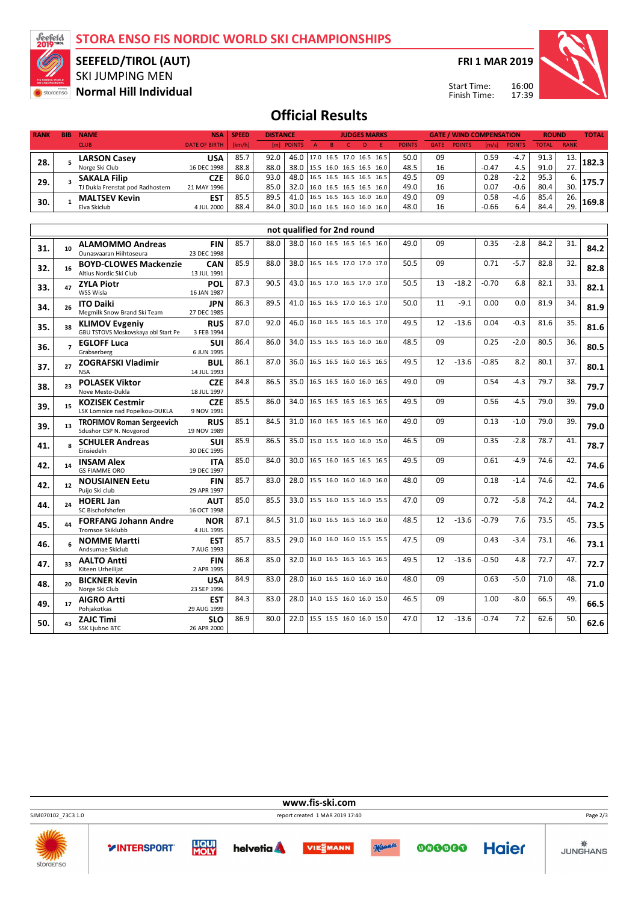# STORA ENSO FIS NORDIC WORLD SKI CHAMPIONSHIPS

## SEEFELD/TIROL (AUT)

SKI JUMPING MEN

**Normal Hill Individual**

FRI 1 MAR 2019

Start Time: 16:00
Finish Time: 17:39

# Official Results

| RANK | BIB | NAME / CLUB | NSA / DATE OF BIRTH | SPEED [km/h] | DISTANCE [m] | DISTANCE POINTS | A | B | C | D | E | JUDGES POINTS | GATE | GATE POINTS | WIND [m/s] | WIND POINTS | ROUND TOTAL | ROUND RANK | TOTAL |
|---|---|---|---|---|---|---|---|---|---|---|---|---|---|---|---|---|---|---|---|
| 28. | 5 | **LARSON Casey** | **USA** | 85.7 | 92.0 | 46.0 | 17.0 | 16.5 | 17.0 | 16.5 | 16.5 | 50.0 | 09 | | 0.59 | -4.7 | 91.3 | 13. | **182.3** |
| | | Norge Ski Club | 16 DEC 1998 | 88.8 | 88.0 | 38.0 | 15.5 | 16.0 | 16.5 | 16.5 | 16.0 | 48.5 | 16 | | -0.47 | 4.5 | 91.0 | 27. | |
| 29. | 3 | **SAKALA Filip** | **CZE** | 86.0 | 93.0 | 48.0 | 16.5 | 16.5 | 16.5 | 16.5 | 16.5 | 49.5 | 09 | | 0.28 | -2.2 | 95.3 | 6. | **175.7** |
| | | TJ Dukla Frenstat pod Radhostem | 21 MAY 1996 | | 85.0 | 32.0 | 16.0 | 16.5 | 16.5 | 16.5 | 16.0 | 49.0 | 16 | | 0.07 | -0.6 | 80.4 | 30. | |
| 30. | 1 | **MALTSEV Kevin** | **EST** | 85.5 | 89.5 | 41.0 | 16.5 | 16.5 | 16.5 | 16.0 | 16.0 | 49.0 | 09 | | 0.58 | -4.6 | 85.4 | 26. | **169.8** |
| | | Elva Skiclub | 4 JUL 2000 | 88.4 | 84.0 | 30.0 | 16.0 | 16.5 | 16.0 | 16.0 | 16.0 | 48.0 | 16 | | -0.66 | 6.4 | 84.4 | 29. | |

**not qualified for 2nd round**

| RANK | BIB | NAME / CLUB | NSA / DATE OF BIRTH | SPEED [km/h] | DISTANCE [m] | DISTANCE POINTS | A | B | C | D | E | JUDGES POINTS | GATE | GATE POINTS | WIND [m/s] | WIND POINTS | ROUND TOTAL | ROUND RANK | TOTAL |
|---|---|---|---|---|---|---|---|---|---|---|---|---|---|---|---|---|---|---|---|
| 31. | 10 | **ALAMOMMO Andreas** / Ounasvaaran Hiihtoseura | **FIN** / 23 DEC 1998 | 85.7 | 88.0 | 38.0 | 16.0 | 16.5 | 16.5 | 16.5 | 16.0 | 49.0 | 09 | | 0.35 | -2.8 | 84.2 | 31. | **84.2** |
| 32. | 16 | **BOYD-CLOWES Mackenzie** / Altius Nordic Ski Club | **CAN** / 13 JUL 1991 | 85.9 | 88.0 | 38.0 | 16.5 | 16.5 | 17.0 | 17.0 | 17.0 | 50.5 | 09 | | 0.71 | -5.7 | 82.8 | 32. | **82.8** |
| 33. | 47 | **ZYLA Piotr** / WSS Wisla | **POL** / 16 JAN 1987 | 87.3 | 90.5 | 43.0 | 16.5 | 17.0 | 16.5 | 17.0 | 17.0 | 50.5 | 13 | -18.2 | -0.70 | 6.8 | 82.1 | 33. | **82.1** |
| 34. | 26 | **ITO Daiki** / Megmilk Snow Brand Ski Team | **JPN** / 27 DEC 1985 | 86.3 | 89.5 | 41.0 | 16.5 | 16.5 | 17.0 | 16.5 | 17.0 | 50.0 | 11 | -9.1 | 0.00 | 0.0 | 81.9 | 34. | **81.9** |
| 35. | 38 | **KLIMOV Evgeniy** / GBU TSTOVS Moskovskaya obl Start Pe | **RUS** / 3 FEB 1994 | 87.0 | 92.0 | 46.0 | 16.0 | 16.5 | 16.5 | 16.5 | 17.0 | 49.5 | 12 | -13.6 | 0.04 | -0.3 | 81.6 | 35. | **81.6** |
| 36. | 7 | **EGLOFF Luca** / Grabserberg | **SUI** / 6 JUN 1995 | 86.4 | 86.0 | 34.0 | 15.5 | 16.5 | 16.5 | 16.0 | 16.0 | 48.5 | 09 | | 0.25 | -2.0 | 80.5 | 36. | **80.5** |
| 37. | 27 | **ZOGRAFSKI Vladimir** / NSA | **BUL** / 14 JUL 1993 | 86.1 | 87.0 | 36.0 | 16.5 | 16.5 | 16.0 | 16.5 | 16.5 | 49.5 | 12 | -13.6 | -0.85 | 8.2 | 80.1 | 37. | **80.1** |
| 38. | 23 | **POLASEK Viktor** / Nove Mesto-Dukla | **CZE** / 18 JUL 1997 | 84.8 | 86.5 | 35.0 | 16.5 | 16.5 | 16.0 | 16.0 | 16.5 | 49.0 | 09 | | 0.54 | -4.3 | 79.7 | 38. | **79.7** |
| 39. | 15 | **KOZISEK Cestmir** / LSK Lomnice nad Popelkou-DUKLA | **CZE** / 9 NOV 1991 | 85.5 | 86.0 | 34.0 | 16.5 | 16.5 | 16.5 | 16.5 | 16.5 | 49.5 | 09 | | 0.56 | -4.5 | 79.0 | 39. | **79.0** |
| 39. | 13 | **TROFIMOV Roman Sergeevich** / Sdushor CSP N. Novgorod | **RUS** / 19 NOV 1989 | 85.1 | 84.5 | 31.0 | 16.0 | 16.5 | 16.5 | 16.5 | 16.0 | 49.0 | 09 | | 0.13 | -1.0 | 79.0 | 39. | **79.0** |
| 41. | 8 | **SCHULER Andreas** / Einsiedeln | **SUI** / 30 DEC 1995 | 85.9 | 86.5 | 35.0 | 15.0 | 15.5 | 16.0 | 16.0 | 15.0 | 46.5 | 09 | | 0.35 | -2.8 | 78.7 | 41. | **78.7** |
| 42. | 14 | **INSAM Alex** / GS FIAMME ORO | **ITA** / 19 DEC 1997 | 85.0 | 84.0 | 30.0 | 16.5 | 16.0 | 16.5 | 16.5 | 16.5 | 49.5 | 09 | | 0.61 | -4.9 | 74.6 | 42. | **74.6** |
| 42. | 12 | **NOUSIAINEN Eetu** / Puijo Ski club | **FIN** / 29 APR 1997 | 85.7 | 83.0 | 28.0 | 15.5 | 16.0 | 16.0 | 16.0 | 16.0 | 48.0 | 09 | | 0.18 | -1.4 | 74.6 | 42. | **74.6** |
| 44. | 24 | **HOERL Jan** / SC Bischofshofen | **AUT** / 16 OCT 1998 | 85.0 | 85.5 | 33.0 | 15.5 | 16.0 | 15.5 | 16.0 | 15.5 | 47.0 | 09 | | 0.72 | -5.8 | 74.2 | 44. | **74.2** |
| 45. | 44 | **FORFANG Johann Andre** / Tromsoe Skiklubb | **NOR** / 4 JUL 1995 | 87.1 | 84.5 | 31.0 | 16.0 | 16.5 | 16.5 | 16.0 | 16.0 | 48.5 | 12 | -13.6 | -0.79 | 7.6 | 73.5 | 45. | **73.5** |
| 46. | 6 | **NOMME Martti** / Andsumae Skiclub | **EST** / 7 AUG 1993 | 85.7 | 83.5 | 29.0 | 16.0 | 16.0 | 16.0 | 15.5 | 15.5 | 47.5 | 09 | | 0.43 | -3.4 | 73.1 | 46. | **73.1** |
| 47. | 33 | **AALTO Antti** / Kiteen Urheilijat | **FIN** / 2 APR 1995 | 86.8 | 85.0 | 32.0 | 16.0 | 16.5 | 16.5 | 16.5 | 16.5 | 49.5 | 12 | -13.6 | -0.50 | 4.8 | 72.7 | 47. | **72.7** |
| 48. | 20 | **BICKNER Kevin** / Norge Ski Club | **USA** / 23 SEP 1996 | 84.9 | 83.0 | 28.0 | 16.0 | 16.5 | 16.0 | 16.0 | 16.0 | 48.0 | 09 | | 0.63 | -5.0 | 71.0 | 48. | **71.0** |
| 49. | 17 | **AIGRO Artti** / Pohjakotkas | **EST** / 29 AUG 1999 | 84.3 | 83.0 | 28.0 | 14.0 | 15.5 | 16.0 | 16.0 | 15.0 | 46.5 | 09 | | 1.00 | -8.0 | 66.5 | 49. | **66.5** |
| 50. | 43 | **ZAJC Timi** / SSK Ljubno BTC | **SLO** / 26 APR 2000 | 86.9 | 80.0 | 22.0 | 15.5 | 15.5 | 16.0 | 16.0 | 15.0 | 47.0 | 12 | -13.6 | -0.74 | 7.2 | 62.6 | 50. | **62.6** |

www.fis-ski.com

SJM070102_73C3 1.0 — report created 1 MAR 2019 17:40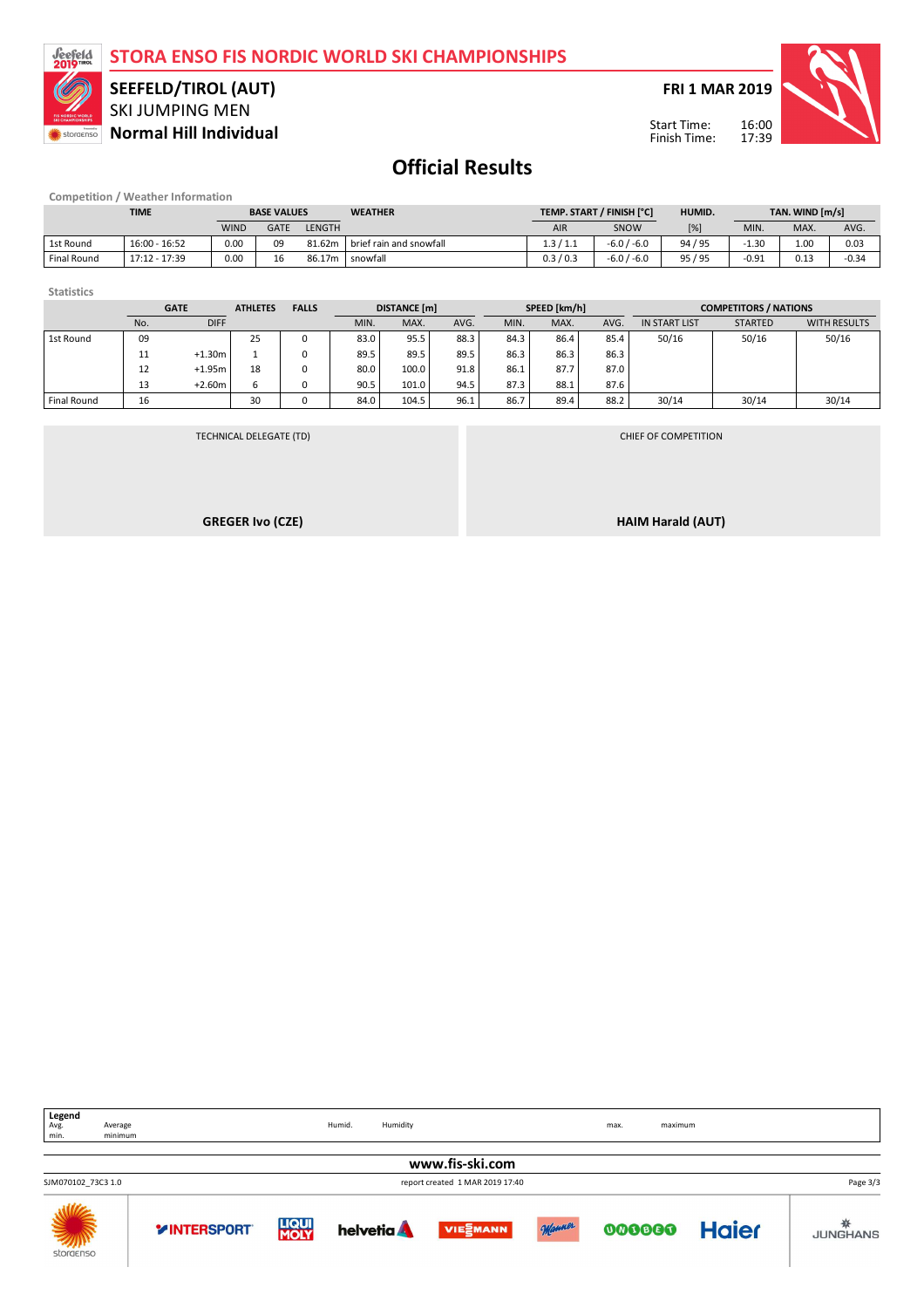# STORA ENSO FIS NORDIC WORLD SKI CHAMPIONSHIPS

**SEEFELD/TIROL (AUT)**

SKI JUMPING MEN

**Normal Hill Individual**

**FRI 1 MAR 2019**

Start Time: 16:00
Finish Time: 17:39

## Official Results

### Competition / Weather Information

| TIME | | BASE VALUES | | | WEATHER | TEMP. START / FINISH [°C] | | HUMID. | TAN. WIND [m/s] | | |
|---|---|---|---|---|---|---|---|---|---|---|---|
| | | WIND | GATE | LENGTH | | AIR | SNOW | [%] | MIN. | MAX. | AVG. |
| 1st Round | 16:00 - 16:52 | 0.00 | 09 | 81.62m | brief rain and snowfall | 1.3 / 1.1 | -6.0 / -6.0 | 94 / 95 | -1.30 | 1.00 | 0.03 |
| Final Round | 17:12 - 17:39 | 0.00 | 16 | 86.17m | snowfall | 0.3 / 0.3 | -6.0 / -6.0 | 95 / 95 | -0.91 | 0.13 | -0.34 |

### Statistics

| | GATE | | ATHLETES | FALLS | DISTANCE [m] | | | SPEED [km/h] | | | COMPETITORS / NATIONS | | |
|---|---|---|---|---|---|---|---|---|---|---|---|---|---|
| | No. | DIFF | | | MIN. | MAX. | AVG. | MIN. | MAX. | AVG. | IN START LIST | STARTED | WITH RESULTS |
| 1st Round | 09 | | 25 | 0 | 83.0 | 95.5 | 88.3 | 84.3 | 86.4 | 85.4 | 50/16 | 50/16 | 50/16 |
| | 11 | +1.30m | 1 | 0 | 89.5 | 89.5 | 89.5 | 86.3 | 86.3 | 86.3 | | | |
| | 12 | +1.95m | 18 | 0 | 80.0 | 100.0 | 91.8 | 86.1 | 87.7 | 87.0 | | | |
| | 13 | +2.60m | 6 | 0 | 90.5 | 101.0 | 94.5 | 87.3 | 88.1 | 87.6 | | | |
| Final Round | 16 | | 30 | 0 | 84.0 | 104.5 | 96.1 | 86.7 | 89.4 | 88.2 | 30/14 | 30/14 | 30/14 |

| TECHNICAL DELEGATE (TD) | CHIEF OF COMPETITION |
|---|---|
| **GREGER Ivo (CZE)** | **HAIM Harald (AUT)** |

**Legend**

| | | | | | |
|---|---|---|---|---|---|
| Avg. | Average | Humid. | Humidity | max. | maximum |
| min. | minimum | | | | |

www.fis-ski.com

SJM070102_73C3 1.0 — report created 1 MAR 2019 17:40